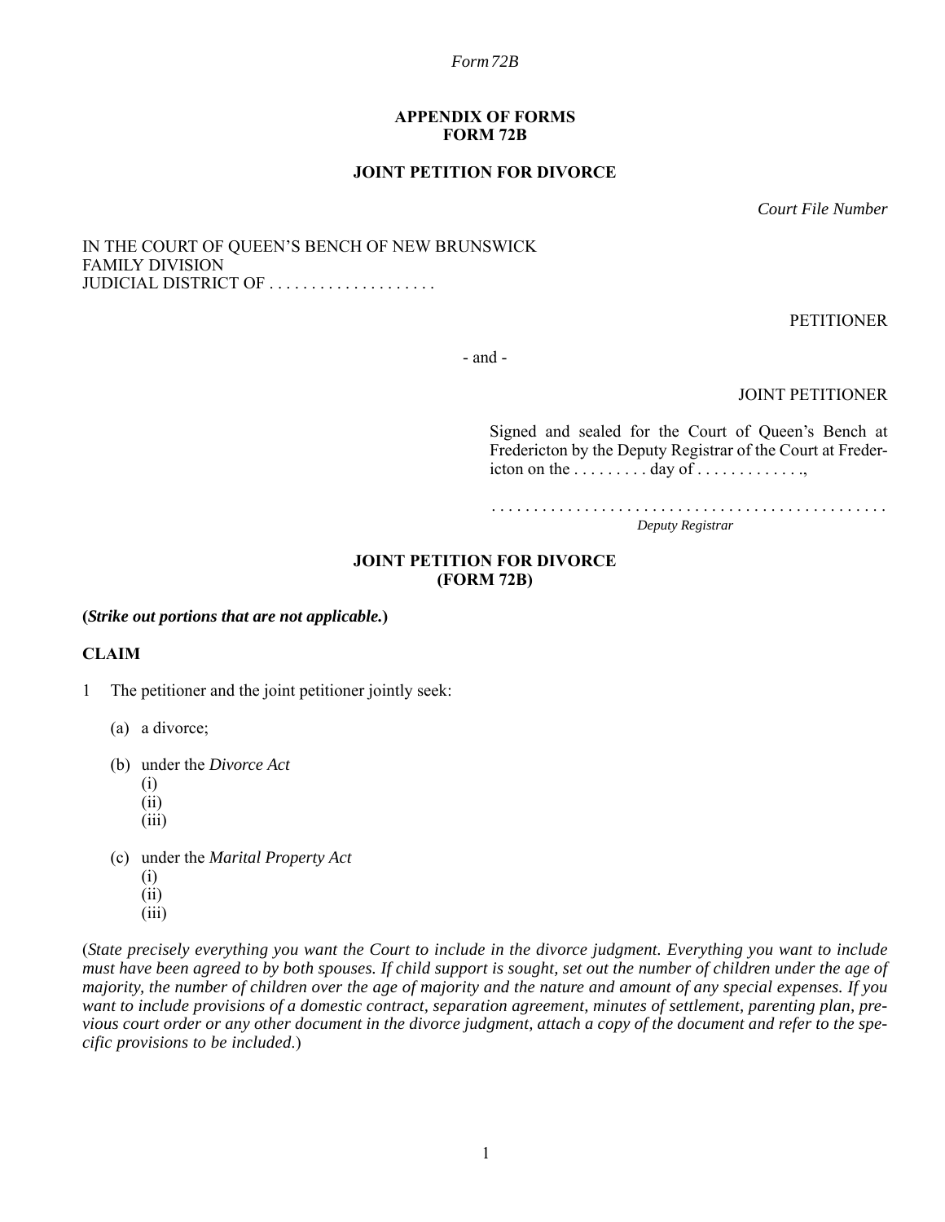APPENDIX OF FORMS
FORM 72B

**JOINT PETITION FOR DIVORCE**

*Court File Number*

IN THE COURT OF QUEEN'S BENCH OF NEW BRUNSWICK
FAMILY DIVISION
JUDICIAL DISTRICT OF . . . . . . . . . . . . . . . . . . . .

PETITIONER

\- and -

JOINT PETITIONER

Signed and sealed for the Court of Queen's Bench at Fredericton by the Deputy Registrar of the Court at Fredericton on the . . . . . . . . . day of . . . . . . . . . . . . .,

. . . . . . . . . . . . . . . . . . . . . . . . . . . . . . . . . . . . . . . . . . . . . . . . .
*Deputy Registrar*

**JOINT PETITION FOR DIVORCE**
**(FORM 72B)**

**(*Strike out portions that are not applicable.*)**

**CLAIM**

1 The petitioner and the joint petitioner jointly seek:

(a) a divorce;

(b) under the *Divorce Act*
(i)
(ii)
(iii)

(c) under the *Marital Property Act*
(i)
(ii)
(iii)

(*State precisely everything you want the Court to include in the divorce judgment. Everything you want to include must have been agreed to by both spouses. If child support is sought, set out the number of children under the age of majority, the number of children over the age of majority and the nature and amount of any special expenses. If you want to include provisions of a domestic contract, separation agreement, minutes of settlement, parenting plan, previous court order or any other document in the divorce judgment, attach a copy of the document and refer to the specific provisions to be included*.)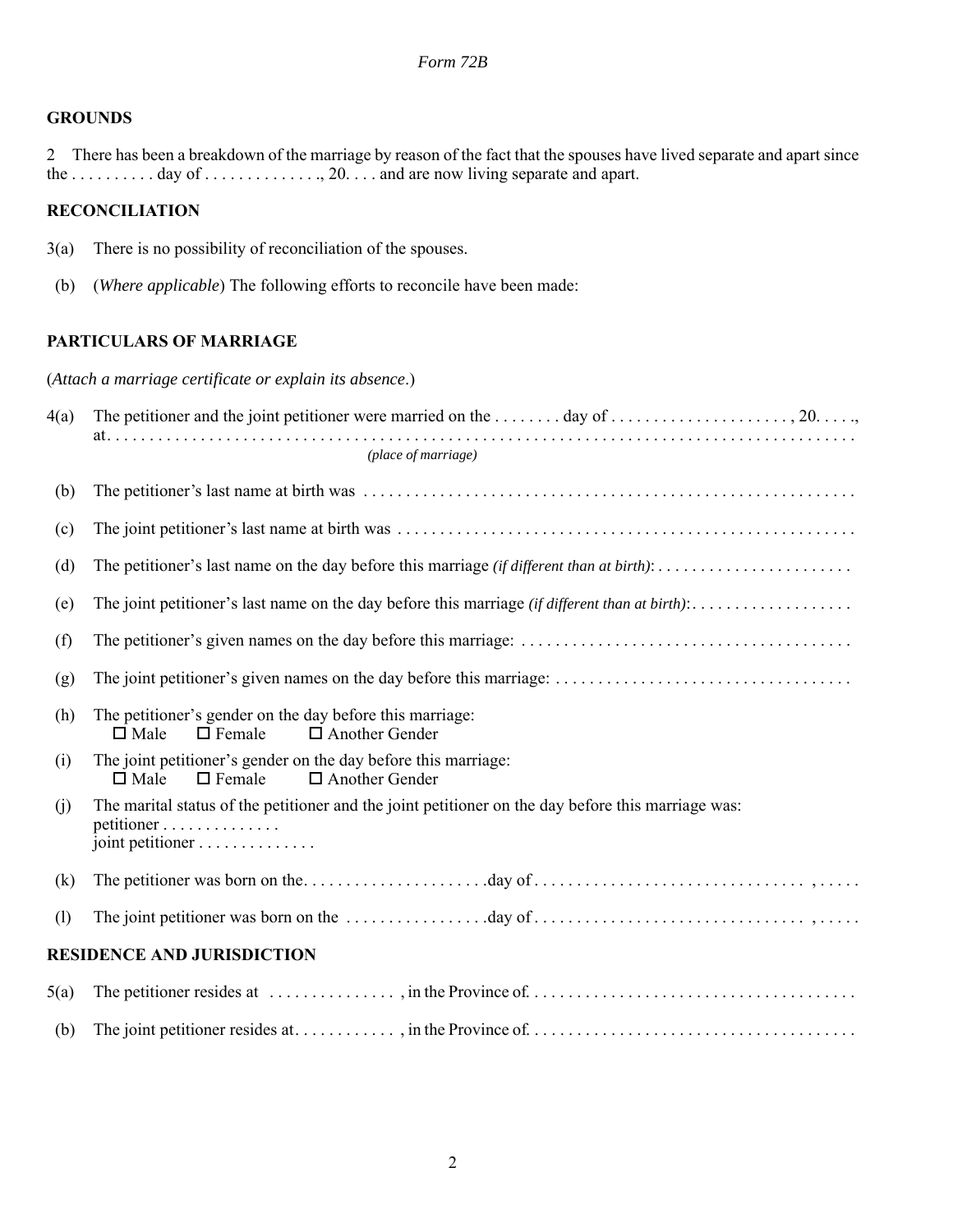*Form 72B*

**GROUNDS**

2 There has been a breakdown of the marriage by reason of the fact that the spouses have lived separate and apart since the . . . . . . . . . . day of . . . . . . . . . . . . . ., 20. . . . and are now living separate and apart.

**RECONCILIATION**

3(a) There is no possibility of reconciliation of the spouses.

(b) (*Where applicable*) The following efforts to reconcile have been made:

**PARTICULARS OF MARRIAGE**

(*Attach a marriage certificate or explain its absence*.)

4(a) The petitioner and the joint petitioner were married on the . . . . . . . . day of . . . . . . . . . . . . . . . . . . . . . , 20. . . . ., at. . . . . . . . . . . . . . . . . . . . . . . . . . . . . . . . . . . . . . . . . . . . . . . . . . . . . . . . . . . . . . . . . . . . . . . . . . . . . . . . . . . .
*(place of marriage)*

(b) The petitioner's last name at birth was . . . . . . . . . . . . . . . . . . . . . . . . . . . . . . . . . . . . . . . . . . . . . . . . . . . . . . . . .

(c) The joint petitioner's last name at birth was . . . . . . . . . . . . . . . . . . . . . . . . . . . . . . . . . . . . . . . . . . . . . . . . . . . . .

(d) The petitioner's last name on the day before this marriage *(if different than at birth)*: . . . . . . . . . . . . . . . . . . . . . . .

(e) The joint petitioner's last name on the day before this marriage *(if different than at birth)*: . . . . . . . . . . . . . . . . . . .

(f) The petitioner's given names on the day before this marriage: . . . . . . . . . . . . . . . . . . . . . . . . . . . . . . . . . . . . . . .

(g) The joint petitioner's given names on the day before this marriage: . . . . . . . . . . . . . . . . . . . . . . . . . . . . . . . . . . .

(h) The petitioner's gender on the day before this marriage:
☐ Male ☐ Female ☐ Another Gender

(i) The joint petitioner's gender on the day before this marriage:
☐ Male ☐ Female ☐ Another Gender

(j) The marital status of the petitioner and the joint petitioner on the day before this marriage was:
petitioner . . . . . . . . . . . . . .
joint petitioner . . . . . . . . . . . . . .

(k) The petitioner was born on the. . . . . . . . . . . . . . . . . . . . . .day of . . . . . . . . . . . . . . . . . . . . . . . . . . . . . . . . , . . . . .

(l) The joint petitioner was born on the . . . . . . . . . . . . . . . . .day of . . . . . . . . . . . . . . . . . . . . . . . . . . . . . . . . , . . . . .

**RESIDENCE AND JURISDICTION**

5(a) The petitioner resides at . . . . . . . . . . . . . . . , in the Province of. . . . . . . . . . . . . . . . . . . . . . . . . . . . . . . . . . . . . . .

(b) The joint petitioner resides at. . . . . . . . . . . . , in the Province of. . . . . . . . . . . . . . . . . . . . . . . . . . . . . . . . . . . . . .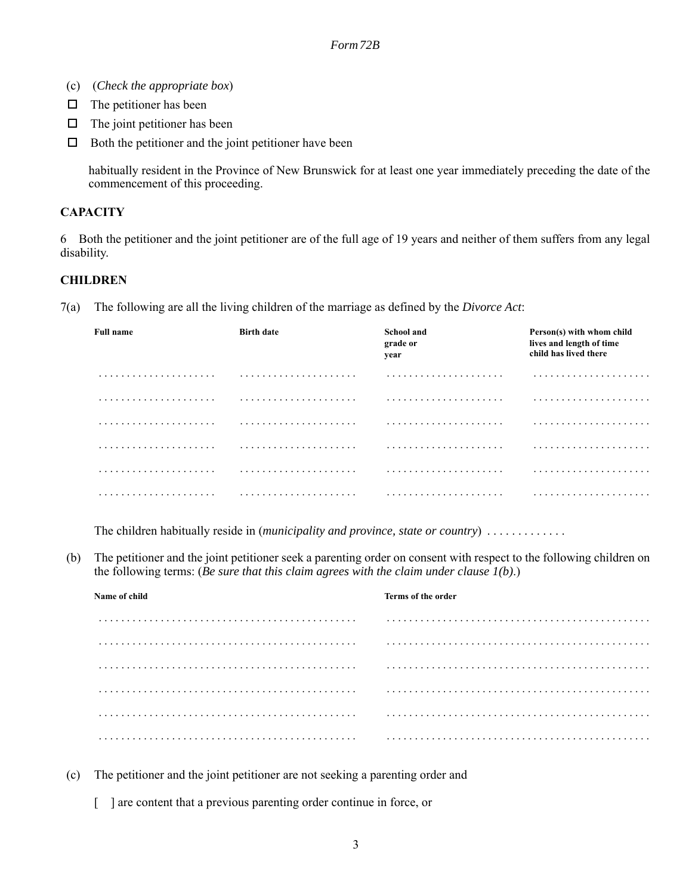(c) (*Check the appropriate box*)

☐ The petitioner has been

☐ The joint petitioner has been

☐ Both the petitioner and the joint petitioner have been

habitually resident in the Province of New Brunswick for at least one year immediately preceding the date of the commencement of this proceeding.

**CAPACITY**

6 Both the petitioner and the joint petitioner are of the full age of 19 years and neither of them suffers from any legal disability.

**CHILDREN**

7(a) The following are all the living children of the marriage as defined by the *Divorce Act*:

| Full name | Birth date | School and grade or year | Person(s) with whom child lives and length of time child has lived there |
|---|---|---|---|
| . . . . . . . . . . . . . . . . . . . . | . . . . . . . . . . . . . . . . . . . . | . . . . . . . . . . . . . . . . . . . . | . . . . . . . . . . . . . . . . . . . . |
| . . . . . . . . . . . . . . . . . . . . | . . . . . . . . . . . . . . . . . . . . | . . . . . . . . . . . . . . . . . . . . | . . . . . . . . . . . . . . . . . . . . |
| . . . . . . . . . . . . . . . . . . . . | . . . . . . . . . . . . . . . . . . . . | . . . . . . . . . . . . . . . . . . . . | . . . . . . . . . . . . . . . . . . . . |
| . . . . . . . . . . . . . . . . . . . . | . . . . . . . . . . . . . . . . . . . . | . . . . . . . . . . . . . . . . . . . . | . . . . . . . . . . . . . . . . . . . . |
| . . . . . . . . . . . . . . . . . . . . | . . . . . . . . . . . . . . . . . . . . | . . . . . . . . . . . . . . . . . . . . | . . . . . . . . . . . . . . . . . . . . |
| . . . . . . . . . . . . . . . . . . . . | . . . . . . . . . . . . . . . . . . . . | . . . . . . . . . . . . . . . . . . . . | . . . . . . . . . . . . . . . . . . . . |

The children habitually reside in (*municipality and province, state or country*) . . . . . . . . . . . . .

(b) The petitioner and the joint petitioner seek a parenting order on consent with respect to the following children on the following terms: (*Be sure that this claim agrees with the claim under clause 1(b).*)

| Name of child | Terms of the order |
|---|---|
| . . . . . . . . . . . . . . . . . . . . . . . . . . . . . . . . . . . . . . . . . . . | . . . . . . . . . . . . . . . . . . . . . . . . . . . . . . . . . . . . . . . . . . . |
| . . . . . . . . . . . . . . . . . . . . . . . . . . . . . . . . . . . . . . . . . . . | . . . . . . . . . . . . . . . . . . . . . . . . . . . . . . . . . . . . . . . . . . . |
| . . . . . . . . . . . . . . . . . . . . . . . . . . . . . . . . . . . . . . . . . . . | . . . . . . . . . . . . . . . . . . . . . . . . . . . . . . . . . . . . . . . . . . . |
| . . . . . . . . . . . . . . . . . . . . . . . . . . . . . . . . . . . . . . . . . . . | . . . . . . . . . . . . . . . . . . . . . . . . . . . . . . . . . . . . . . . . . . . |
| . . . . . . . . . . . . . . . . . . . . . . . . . . . . . . . . . . . . . . . . . . . | . . . . . . . . . . . . . . . . . . . . . . . . . . . . . . . . . . . . . . . . . . . |
| . . . . . . . . . . . . . . . . . . . . . . . . . . . . . . . . . . . . . . . . . . . | . . . . . . . . . . . . . . . . . . . . . . . . . . . . . . . . . . . . . . . . . . . |

(c) The petitioner and the joint petitioner are not seeking a parenting order and

[ ] are content that a previous parenting order continue in force, or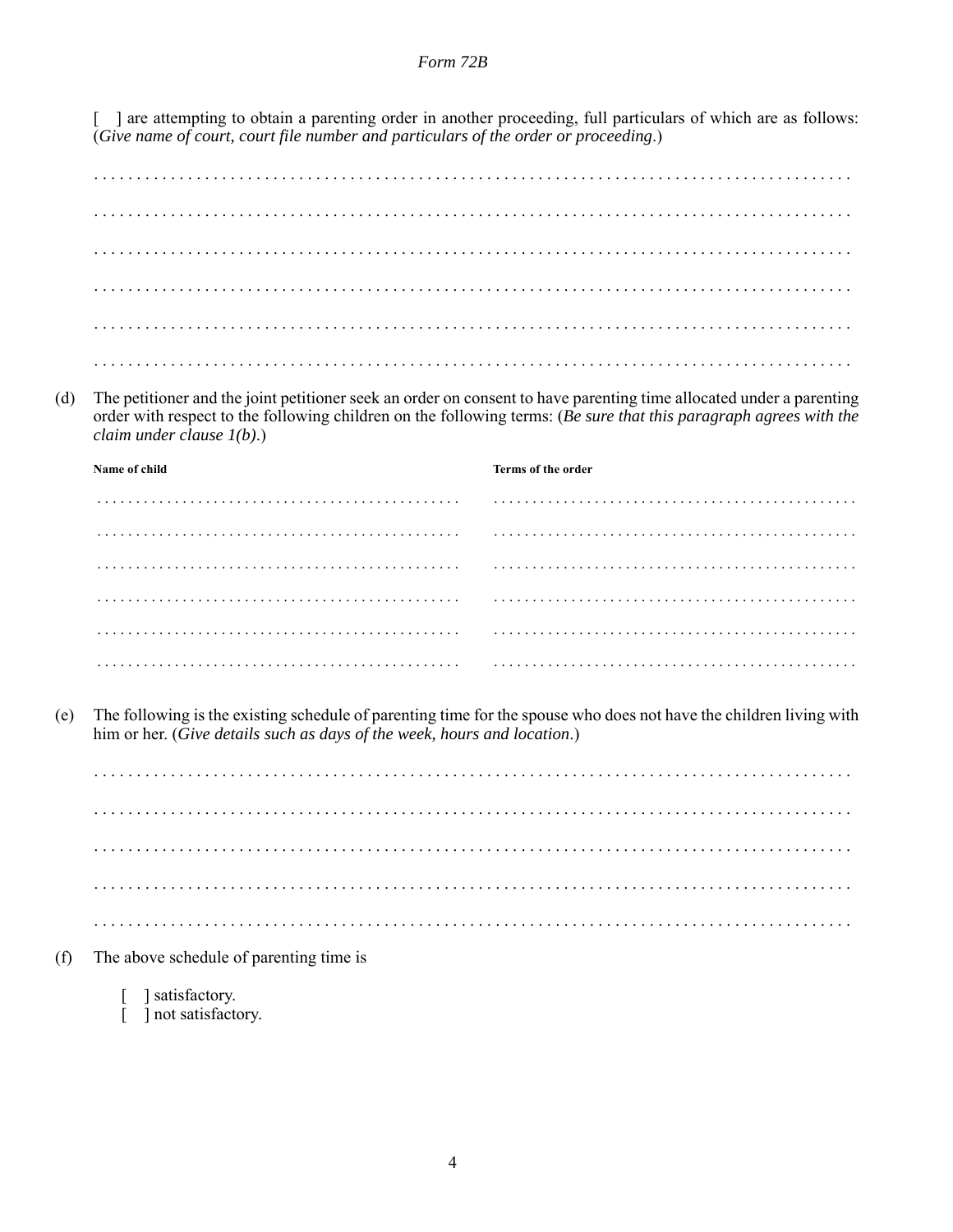[ ] are attempting to obtain a parenting order in another proceeding, full particulars of which are as follows: (*Give name of court, court file number and particulars of the order or proceeding*.)

. . . . . . . . . . . . . . . . . . . . . . . . . . . . . . . . . . . . . . . . . . . . . . . . . . . . . . . . . . . . . . . . . . . . . . . . . . . . . . . . . . . . . . . . . .

. . . . . . . . . . . . . . . . . . . . . . . . . . . . . . . . . . . . . . . . . . . . . . . . . . . . . . . . . . . . . . . . . . . . . . . . . . . . . . . . . . . . . . . . . .

. . . . . . . . . . . . . . . . . . . . . . . . . . . . . . . . . . . . . . . . . . . . . . . . . . . . . . . . . . . . . . . . . . . . . . . . . . . . . . . . . . . . . . . . . .

. . . . . . . . . . . . . . . . . . . . . . . . . . . . . . . . . . . . . . . . . . . . . . . . . . . . . . . . . . . . . . . . . . . . . . . . . . . . . . . . . . . . . . . . . .

. . . . . . . . . . . . . . . . . . . . . . . . . . . . . . . . . . . . . . . . . . . . . . . . . . . . . . . . . . . . . . . . . . . . . . . . . . . . . . . . . . . . . . . . . .

. . . . . . . . . . . . . . . . . . . . . . . . . . . . . . . . . . . . . . . . . . . . . . . . . . . . . . . . . . . . . . . . . . . . . . . . . . . . . . . . . . . . . . . . . .

(d) The petitioner and the joint petitioner seek an order on consent to have parenting time allocated under a parenting order with respect to the following children on the following terms: (*Be sure that this paragraph agrees with the claim under clause 1(b)*.)

| **Name of child** | **Terms of the order** |
|---|---|
| . . . . . . . . . . . . . . . . . . . . . . . . . . . . . . . . . . . . . . . . . . . . . | . . . . . . . . . . . . . . . . . . . . . . . . . . . . . . . . . . . . . . . . . . . . . |
| . . . . . . . . . . . . . . . . . . . . . . . . . . . . . . . . . . . . . . . . . . . . . | . . . . . . . . . . . . . . . . . . . . . . . . . . . . . . . . . . . . . . . . . . . . . |
| . . . . . . . . . . . . . . . . . . . . . . . . . . . . . . . . . . . . . . . . . . . . . | . . . . . . . . . . . . . . . . . . . . . . . . . . . . . . . . . . . . . . . . . . . . . |
| . . . . . . . . . . . . . . . . . . . . . . . . . . . . . . . . . . . . . . . . . . . . . | . . . . . . . . . . . . . . . . . . . . . . . . . . . . . . . . . . . . . . . . . . . . . |
| . . . . . . . . . . . . . . . . . . . . . . . . . . . . . . . . . . . . . . . . . . . . . | . . . . . . . . . . . . . . . . . . . . . . . . . . . . . . . . . . . . . . . . . . . . . |
| . . . . . . . . . . . . . . . . . . . . . . . . . . . . . . . . . . . . . . . . . . . . . | . . . . . . . . . . . . . . . . . . . . . . . . . . . . . . . . . . . . . . . . . . . . . |

(e) The following is the existing schedule of parenting time for the spouse who does not have the children living with him or her. (*Give details such as days of the week, hours and location*.)

. . . . . . . . . . . . . . . . . . . . . . . . . . . . . . . . . . . . . . . . . . . . . . . . . . . . . . . . . . . . . . . . . . . . . . . . . . . . . . . . . . . . . . . . . .

. . . . . . . . . . . . . . . . . . . . . . . . . . . . . . . . . . . . . . . . . . . . . . . . . . . . . . . . . . . . . . . . . . . . . . . . . . . . . . . . . . . . . . . . . .

. . . . . . . . . . . . . . . . . . . . . . . . . . . . . . . . . . . . . . . . . . . . . . . . . . . . . . . . . . . . . . . . . . . . . . . . . . . . . . . . . . . . . . . . . .

. . . . . . . . . . . . . . . . . . . . . . . . . . . . . . . . . . . . . . . . . . . . . . . . . . . . . . . . . . . . . . . . . . . . . . . . . . . . . . . . . . . . . . . . . .

. . . . . . . . . . . . . . . . . . . . . . . . . . . . . . . . . . . . . . . . . . . . . . . . . . . . . . . . . . . . . . . . . . . . . . . . . . . . . . . . . . . . . . . . . .

(f) The above schedule of parenting time is

[ ] satisfactory.
[ ] not satisfactory.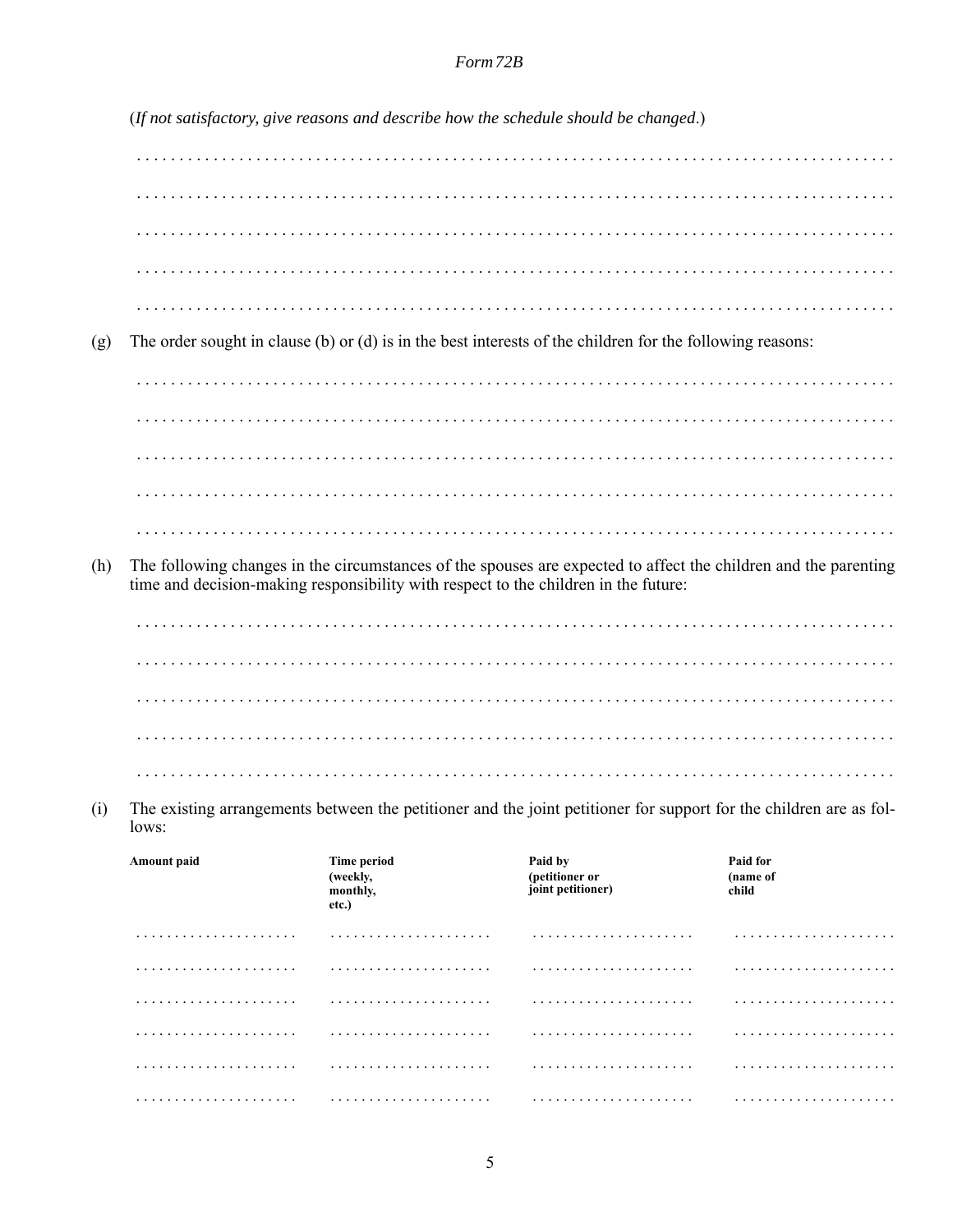(*If not satisfactory, give reasons and describe how the schedule should be changed*.)

. . . . . . . . . . . . . . . . . . . . . . . . . . . . . . . . . . . . . . . . . . . . . . . . . . . . . . . . . . . . . . . . . . . . . . . . . . . . . . . . . . . . . . . .

. . . . . . . . . . . . . . . . . . . . . . . . . . . . . . . . . . . . . . . . . . . . . . . . . . . . . . . . . . . . . . . . . . . . . . . . . . . . . . . . . . . . . . . .

. . . . . . . . . . . . . . . . . . . . . . . . . . . . . . . . . . . . . . . . . . . . . . . . . . . . . . . . . . . . . . . . . . . . . . . . . . . . . . . . . . . . . . . .

. . . . . . . . . . . . . . . . . . . . . . . . . . . . . . . . . . . . . . . . . . . . . . . . . . . . . . . . . . . . . . . . . . . . . . . . . . . . . . . . . . . . . . . .

. . . . . . . . . . . . . . . . . . . . . . . . . . . . . . . . . . . . . . . . . . . . . . . . . . . . . . . . . . . . . . . . . . . . . . . . . . . . . . . . . . . . . . . .

(g) The order sought in clause (b) or (d) is in the best interests of the children for the following reasons:

. . . . . . . . . . . . . . . . . . . . . . . . . . . . . . . . . . . . . . . . . . . . . . . . . . . . . . . . . . . . . . . . . . . . . . . . . . . . . . . . . . . . . . . .

. . . . . . . . . . . . . . . . . . . . . . . . . . . . . . . . . . . . . . . . . . . . . . . . . . . . . . . . . . . . . . . . . . . . . . . . . . . . . . . . . . . . . . . .

. . . . . . . . . . . . . . . . . . . . . . . . . . . . . . . . . . . . . . . . . . . . . . . . . . . . . . . . . . . . . . . . . . . . . . . . . . . . . . . . . . . . . . . .

. . . . . . . . . . . . . . . . . . . . . . . . . . . . . . . . . . . . . . . . . . . . . . . . . . . . . . . . . . . . . . . . . . . . . . . . . . . . . . . . . . . . . . . .

. . . . . . . . . . . . . . . . . . . . . . . . . . . . . . . . . . . . . . . . . . . . . . . . . . . . . . . . . . . . . . . . . . . . . . . . . . . . . . . . . . . . . . . .

(h) The following changes in the circumstances of the spouses are expected to affect the children and the parenting time and decision-making responsibility with respect to the children in the future:

. . . . . . . . . . . . . . . . . . . . . . . . . . . . . . . . . . . . . . . . . . . . . . . . . . . . . . . . . . . . . . . . . . . . . . . . . . . . . . . . . . . . . . . .

. . . . . . . . . . . . . . . . . . . . . . . . . . . . . . . . . . . . . . . . . . . . . . . . . . . . . . . . . . . . . . . . . . . . . . . . . . . . . . . . . . . . . . . .

. . . . . . . . . . . . . . . . . . . . . . . . . . . . . . . . . . . . . . . . . . . . . . . . . . . . . . . . . . . . . . . . . . . . . . . . . . . . . . . . . . . . . . . .

. . . . . . . . . . . . . . . . . . . . . . . . . . . . . . . . . . . . . . . . . . . . . . . . . . . . . . . . . . . . . . . . . . . . . . . . . . . . . . . . . . . . . . . .

. . . . . . . . . . . . . . . . . . . . . . . . . . . . . . . . . . . . . . . . . . . . . . . . . . . . . . . . . . . . . . . . . . . . . . . . . . . . . . . . . . . . . . . .

(i) The existing arrangements between the petitioner and the joint petitioner for support for the children are as follows:

| **Amount paid** | **Time period (weekly, monthly, etc.)** | **Paid by (petitioner or joint petitioner)** | **Paid for (name of child** |
|---|---|---|---|
| . . . . . . . . . . . . . . . . . . . . | . . . . . . . . . . . . . . . . . . . . | . . . . . . . . . . . . . . . . . . . . | . . . . . . . . . . . . . . . . . . . . |
| . . . . . . . . . . . . . . . . . . . . | . . . . . . . . . . . . . . . . . . . . | . . . . . . . . . . . . . . . . . . . . | . . . . . . . . . . . . . . . . . . . . |
| . . . . . . . . . . . . . . . . . . . . | . . . . . . . . . . . . . . . . . . . . | . . . . . . . . . . . . . . . . . . . . | . . . . . . . . . . . . . . . . . . . . |
| . . . . . . . . . . . . . . . . . . . . | . . . . . . . . . . . . . . . . . . . . | . . . . . . . . . . . . . . . . . . . . | . . . . . . . . . . . . . . . . . . . . |
| . . . . . . . . . . . . . . . . . . . . | . . . . . . . . . . . . . . . . . . . . | . . . . . . . . . . . . . . . . . . . . | . . . . . . . . . . . . . . . . . . . . |
| . . . . . . . . . . . . . . . . . . . . | . . . . . . . . . . . . . . . . . . . . | . . . . . . . . . . . . . . . . . . . . | . . . . . . . . . . . . . . . . . . . . |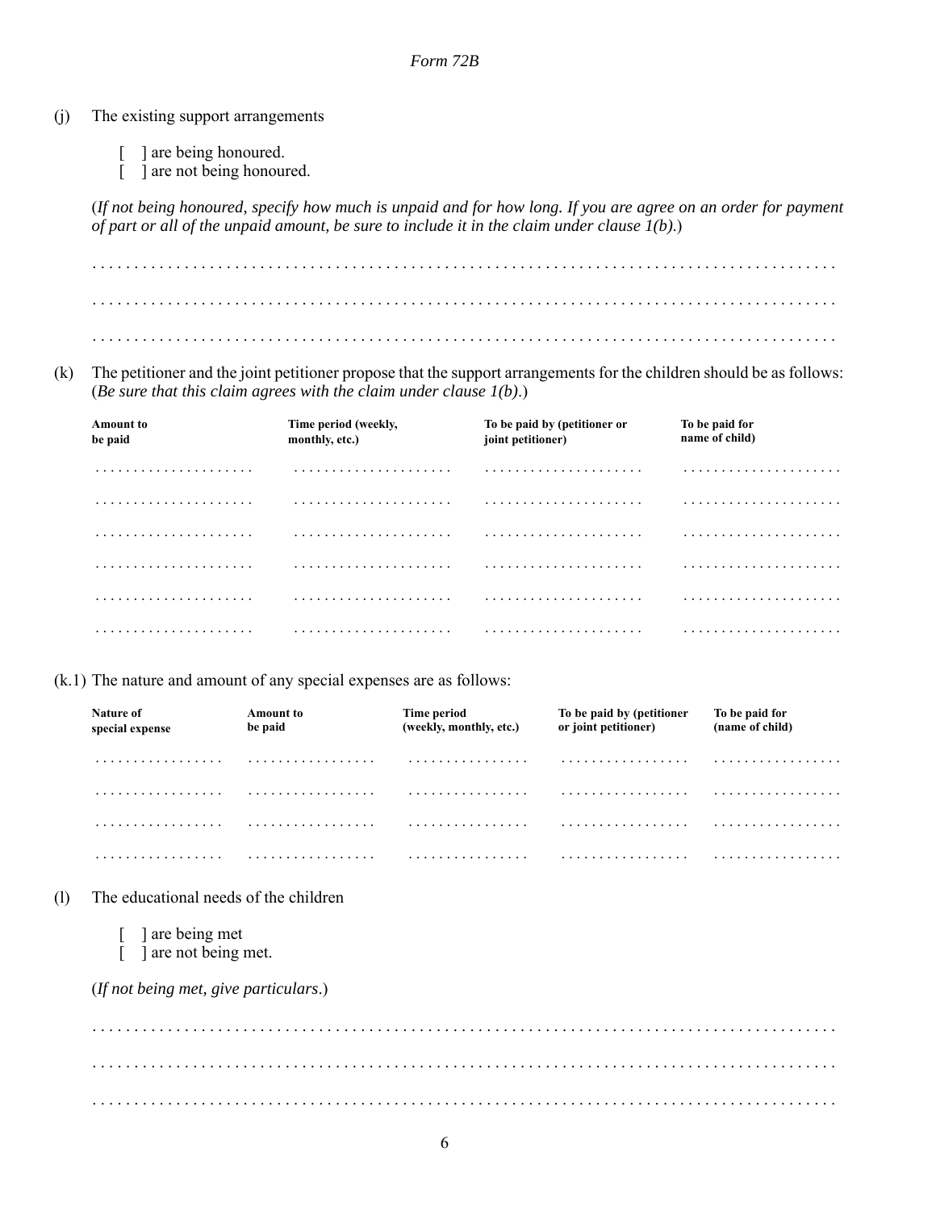Form 72B

(j) The existing support arrangements

[ ] are being honoured.
[ ] are not being honoured.

(*If not being honoured, specify how much is unpaid and for how long. If you are agree on an order for payment of part or all of the unpaid amount, be sure to include it in the claim under clause 1(b).*)

. . . . . . . . . . . . . . . . . . . . . . . . . . . . . . . . . . . . . . . . . . . . . . . . . . . . . . . . . . . . . . . . . . . . . . . . . . . . . . . . . . . . . .

. . . . . . . . . . . . . . . . . . . . . . . . . . . . . . . . . . . . . . . . . . . . . . . . . . . . . . . . . . . . . . . . . . . . . . . . . . . . . . . . . . . . . .

. . . . . . . . . . . . . . . . . . . . . . . . . . . . . . . . . . . . . . . . . . . . . . . . . . . . . . . . . . . . . . . . . . . . . . . . . . . . . . . . . . . . . .

(k) The petitioner and the joint petitioner propose that the support arrangements for the children should be as follows: (*Be sure that this claim agrees with the claim under clause 1(b).*)

| **Amount to be paid** | **Time period (weekly, monthly, etc.)** | **To be paid by (petitioner or joint petitioner)** | **To be paid for name of child)** |
|---|---|---|---|
| . . . . . . . . . . . . . . . . . . . . | . . . . . . . . . . . . . . . . . . . . | . . . . . . . . . . . . . . . . . . . . | . . . . . . . . . . . . . . . . . . . . |
| . . . . . . . . . . . . . . . . . . . . | . . . . . . . . . . . . . . . . . . . . | . . . . . . . . . . . . . . . . . . . . | . . . . . . . . . . . . . . . . . . . . |
| . . . . . . . . . . . . . . . . . . . . | . . . . . . . . . . . . . . . . . . . . | . . . . . . . . . . . . . . . . . . . . | . . . . . . . . . . . . . . . . . . . . |
| . . . . . . . . . . . . . . . . . . . . | . . . . . . . . . . . . . . . . . . . . | . . . . . . . . . . . . . . . . . . . . | . . . . . . . . . . . . . . . . . . . . |
| . . . . . . . . . . . . . . . . . . . . | . . . . . . . . . . . . . . . . . . . . | . . . . . . . . . . . . . . . . . . . . | . . . . . . . . . . . . . . . . . . . . |
| . . . . . . . . . . . . . . . . . . . . | . . . . . . . . . . . . . . . . . . . . | . . . . . . . . . . . . . . . . . . . . | . . . . . . . . . . . . . . . . . . . . |

(k.1) The nature and amount of any special expenses are as follows:

| **Nature of special expense** | **Amount to be paid** | **Time period (weekly, monthly, etc.)** | **To be paid by (petitioner or joint petitioner)** | **To be paid for (name of child)** |
|---|---|---|---|---|
| . . . . . . . . . . . . . . . . | . . . . . . . . . . . . . . . . | . . . . . . . . . . . . . . . | . . . . . . . . . . . . . . . . | . . . . . . . . . . . . . . . . |
| . . . . . . . . . . . . . . . . | . . . . . . . . . . . . . . . . | . . . . . . . . . . . . . . . | . . . . . . . . . . . . . . . . | . . . . . . . . . . . . . . . . |
| . . . . . . . . . . . . . . . . | . . . . . . . . . . . . . . . . | . . . . . . . . . . . . . . . | . . . . . . . . . . . . . . . . | . . . . . . . . . . . . . . . . |
| . . . . . . . . . . . . . . . . | . . . . . . . . . . . . . . . . | . . . . . . . . . . . . . . . | . . . . . . . . . . . . . . . . | . . . . . . . . . . . . . . . . |

(l) The educational needs of the children

[ ] are being met
[ ] are not being met.

(*If not being met, give particulars*.)

. . . . . . . . . . . . . . . . . . . . . . . . . . . . . . . . . . . . . . . . . . . . . . . . . . . . . . . . . . . . . . . . . . . . . . . . . . . . . . . . . . . . . .

. . . . . . . . . . . . . . . . . . . . . . . . . . . . . . . . . . . . . . . . . . . . . . . . . . . . . . . . . . . . . . . . . . . . . . . . . . . . . . . . . . . . . .

. . . . . . . . . . . . . . . . . . . . . . . . . . . . . . . . . . . . . . . . . . . . . . . . . . . . . . . . . . . . . . . . . . . . . . . . . . . . . . . . . . . . . .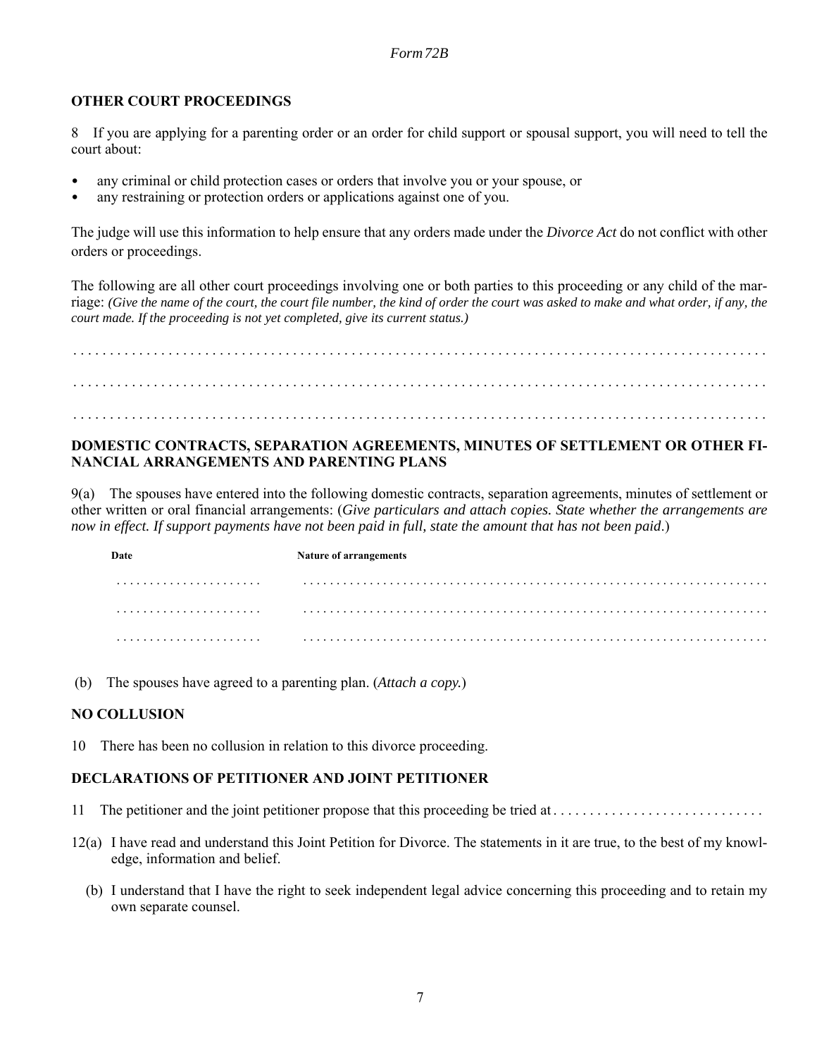*Form 72B*

## OTHER COURT PROCEEDINGS

8 If you are applying for a parenting order or an order for child support or spousal support, you will need to tell the court about:

- any criminal or child protection cases or orders that involve you or your spouse, or
- any restraining or protection orders or applications against one of you.

The judge will use this information to help ensure that any orders made under the *Divorce Act* do not conflict with other orders or proceedings.

The following are all other court proceedings involving one or both parties to this proceeding or any child of the marriage: *(Give the name of the court, the court file number, the kind of order the court was asked to make and what order, if any, the court made. If the proceeding is not yet completed, give its current status.)*

. . . . . . . . . . . . . . . . . . . . . . . . . . . . . . . . . . . . . . . . . . . . . . . . . . . . . . . . . . . . . . . . . . . . . . . . . . . . . . . . . . . . . . . . . . .

. . . . . . . . . . . . . . . . . . . . . . . . . . . . . . . . . . . . . . . . . . . . . . . . . . . . . . . . . . . . . . . . . . . . . . . . . . . . . . . . . . . . . . . . . . .

. . . . . . . . . . . . . . . . . . . . . . . . . . . . . . . . . . . . . . . . . . . . . . . . . . . . . . . . . . . . . . . . . . . . . . . . . . . . . . . . . . . . . . . . . . .

## DOMESTIC CONTRACTS, SEPARATION AGREEMENTS, MINUTES OF SETTLEMENT OR OTHER FINANCIAL ARRANGEMENTS AND PARENTING PLANS

9(a) The spouses have entered into the following domestic contracts, separation agreements, minutes of settlement or other written or oral financial arrangements: (*Give particulars and attach copies. State whether the arrangements are now in effect. If support payments have not been paid in full, state the amount that has not been paid*.)

| Date | Nature of arrangements |
|---|---|
| . . . . . . . . . . . . . . . . . . . . . | . . . . . . . . . . . . . . . . . . . . . . . . . . . . . . . . . . . . . . . . . . . . . . . . . . . . . . . . . . . . . . . . . . . |
| . . . . . . . . . . . . . . . . . . . . . | . . . . . . . . . . . . . . . . . . . . . . . . . . . . . . . . . . . . . . . . . . . . . . . . . . . . . . . . . . . . . . . . . . . |
| . . . . . . . . . . . . . . . . . . . . . | . . . . . . . . . . . . . . . . . . . . . . . . . . . . . . . . . . . . . . . . . . . . . . . . . . . . . . . . . . . . . . . . . . . |

(b) The spouses have agreed to a parenting plan. (*Attach a copy.*)

## NO COLLUSION

10 There has been no collusion in relation to this divorce proceeding.

## DECLARATIONS OF PETITIONER AND JOINT PETITIONER

11 The petitioner and the joint petitioner propose that this proceeding be tried at . . . . . . . . . . . . . . . . . . . . . . . . . . . .

12(a) I have read and understand this Joint Petition for Divorce. The statements in it are true, to the best of my knowledge, information and belief.

(b) I understand that I have the right to seek independent legal advice concerning this proceeding and to retain my own separate counsel.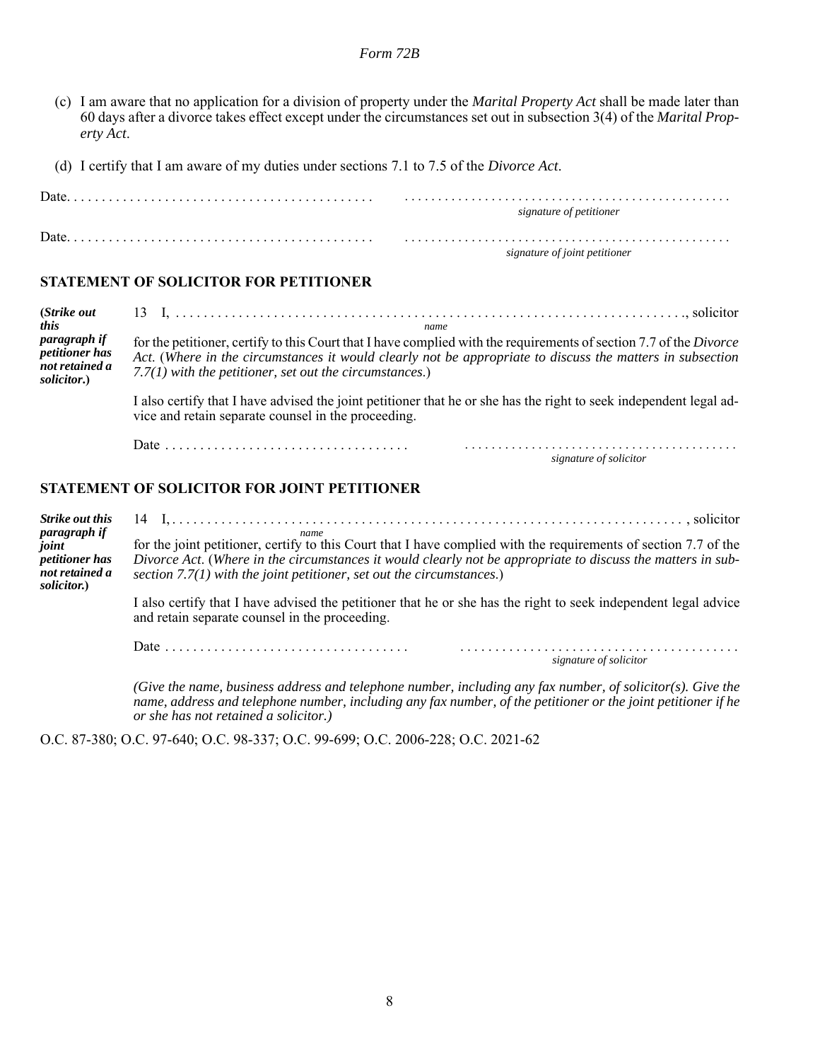(c) I am aware that no application for a division of property under the *Marital Property Act* shall be made later than 60 days after a divorce takes effect except under the circumstances set out in subsection 3(4) of the *Marital Property Act*.

(d) I certify that I am aware of my duties under sections 7.1 to 7.5 of the *Divorce Act*.

Date. . . . . . . . . . . . . . . . . . . . . . . . . . . . . . . . . . . . . . . . . . . . . . . . . . . . . . . . . . . . . . . . . . . . . . . . . . . . . . . . . . . . . . . . . . .
*signature of petitioner*

Date. . . . . . . . . . . . . . . . . . . . . . . . . . . . . . . . . . . . . . . . . . . . . . . . . . . . . . . . . . . . . . . . . . . . . . . . . . . . . . . . . . . . . . . . . . .
*signature of joint petitioner*

## STATEMENT OF SOLICITOR FOR PETITIONER

***(Strike out this paragraph if petitioner has not retained a solicitor.)***

13 I, . . . . . . . . . . . . . . . . . . . . . . . . . . . . . . . . . . . . . . . . . . . . . . . . . . . . . . . . . . . . . . . . . . . . . . . . . . ., solicitor
*name*
for the petitioner, certify to this Court that I have complied with the requirements of section 7.7 of the *Divorce Act*. (*Where in the circumstances it would clearly not be appropriate to discuss the matters in subsection 7.7(1) with the petitioner, set out the circumstances.*)

I also certify that I have advised the joint petitioner that he or she has the right to seek independent legal advice and retain separate counsel in the proceeding.

Date . . . . . . . . . . . . . . . . . . . . . . . . . . . . . . . . . . . . . . . . . . . . . . . . . . . . . . . . . . . . . . . . . . . . . . . . . . . .
*signature of solicitor*

## STATEMENT OF SOLICITOR FOR JOINT PETITIONER

***Strike out this paragraph if joint petitioner has not retained a solicitor.)***

14 I, . . . . . . . . . . . . . . . . . . . . . . . . . . . . . . . . . . . . . . . . . . . . . . . . . . . . . . . . . . . . . . . . . . . . . . . . . . . , solicitor
*name*
for the joint petitioner, certify to this Court that I have complied with the requirements of section 7.7 of the *Divorce Act*. (*Where in the circumstances it would clearly not be appropriate to discuss the matters in subsection 7.7(1) with the joint petitioner, set out the circumstances.*)

I also certify that I have advised the petitioner that he or she has the right to seek independent legal advice and retain separate counsel in the proceeding.

Date . . . . . . . . . . . . . . . . . . . . . . . . . . . . . . . . . . . . . . . . . . . . . . . . . . . . . . . . . . . . . . . . . . . . . . . . . . . .
*signature of solicitor*

*(Give the name, business address and telephone number, including any fax number, of solicitor(s). Give the name, address and telephone number, including any fax number, of the petitioner or the joint petitioner if he or she has not retained a solicitor.)*

O.C. 87-380; O.C. 97-640; O.C. 98-337; O.C. 99-699; O.C. 2006-228; O.C. 2021-62